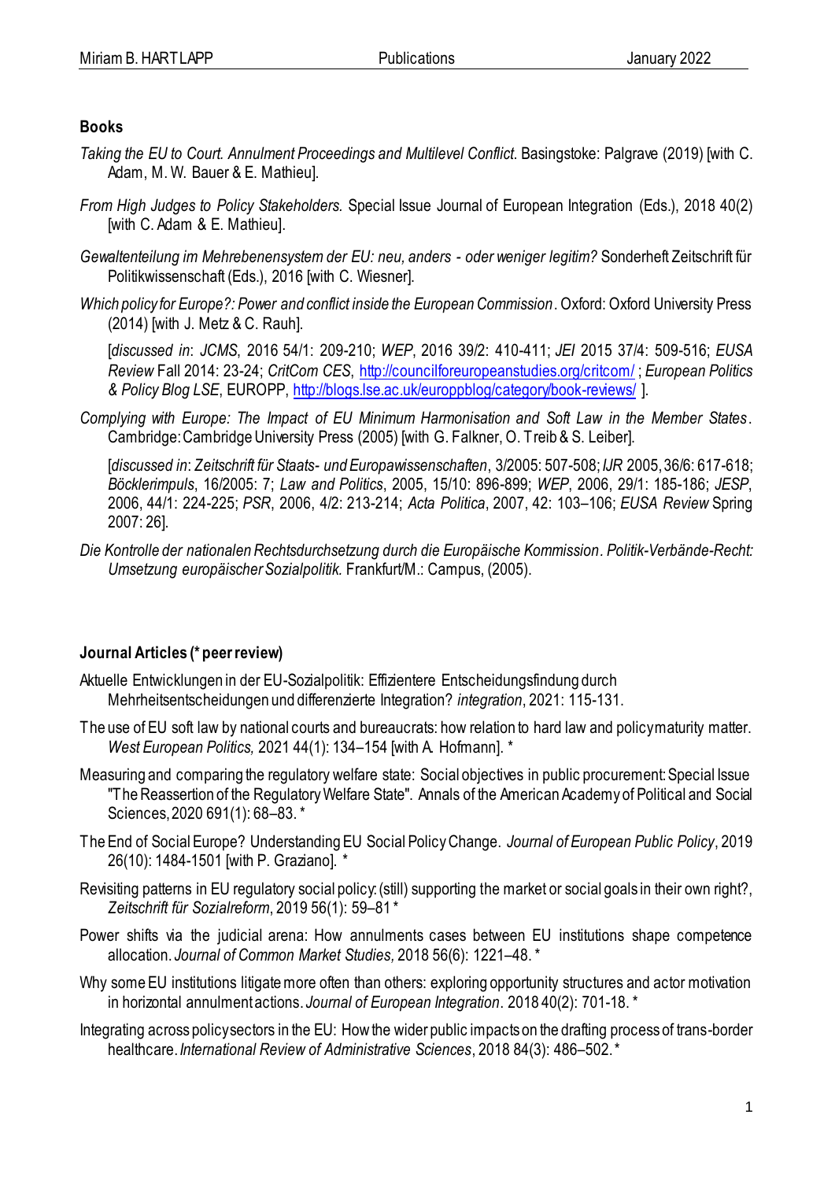## Books

*Taking the EU to Court. Annulment Proceedings and Multilevel Conflict*. Basingstoke: Palgrave (2019) [with C. Adam, M. W. Bauer & E. Mathieu].

*From High Judges to Policy Stakeholders.* Special Issue Journal of European Integration (Eds.), 2018 40(2) [with C. Adam & E. Mathieu].

*Gewaltenteilung im Mehrebenensystem der EU: neu, anders - oder weniger legitim?* Sonderheft Zeitschrift für Politikwissenschaft (Eds.), 2016 [with C. Wiesner].

*Which policy for Europe?: Power and conflict inside the European Commission*. Oxford: Oxford University Press (2014) [with J. Metz & C. Rauh].

[*discussed in*: *JCMS*, 2016 54/1: 209-210; *WEP*, 2016 39/2: 410-411; *JEI* 2015 37/4: 509-516; *EUSA Review* Fall 2014: 23-24; *CritCom CES*, http://councilforeuropeanstudies.org/critcom/ ; *European Politics & Policy Blog LSE*, EUROPP, http://blogs.lse.ac.uk/europpblog/category/book-reviews/ ].

*Complying with Europe: The Impact of EU Minimum Harmonisation and Soft Law in the Member States*. Cambridge: Cambridge University Press (2005) [with G. Falkner, O. Treib & S. Leiber].

[*discussed in*: *Zeitschrift für Staats- und Europawissenschaften*, 3/2005: 507-508; *IJR* 2005, 36/6: 617-618; *Böcklerimpuls*, 16/2005: 7; *Law and Politics*, 2005, 15/10: 896-899; *WEP*, 2006, 29/1: 185-186; *JESP*, 2006, 44/1: 224-225; *PSR*, 2006, 4/2: 213-214; *Acta Politica*, 2007, 42: 103–106; *EUSA Review* Spring 2007: 26].

*Die Kontrolle der nationalen Rechtsdurchsetzung durch die Europäische Kommission*. *Politik-Verbände-Recht: Umsetzung europäischer Sozialpolitik.* Frankfurt/M.: Campus, (2005).

## Journal Articles (* peer review)

Aktuelle Entwicklungen in der EU-Sozialpolitik: Effizientere Entscheidungsfindung durch Mehrheitsentscheidungen und differenzierte Integration? *integration*, 2021: 115-131.

The use of EU soft law by national courts and bureaucrats: how relation to hard law and policy maturity matter. *West European Politics,* 2021 44(1): 134–154 [with A. Hofmann]. *

Measuring and comparing the regulatory welfare state: Social objectives in public procurement: Special Issue "The Reassertion of the Regulatory Welfare State". Annals of the American Academy of Political and Social Sciences, 2020 691(1): 68–83. *

The End of Social Europe? Understanding EU Social Policy Change. *Journal of European Public Policy*, 2019 26(10): 1484-1501 [with P. Graziano]. *

Revisiting patterns in EU regulatory social policy: (still) supporting the market or social goals in their own right?, *Zeitschrift für Sozialreform*, 2019 56(1): 59–81 *

Power shifts via the judicial arena: How annulments cases between EU institutions shape competence allocation. *Journal of Common Market Studies,* 2018 56(6): 1221–48. *

Why some EU institutions litigate more often than others: exploring opportunity structures and actor motivation in horizontal annulment actions. *Journal of European Integration*. 2018 40(2): 701-18. *

Integrating across policy sectors in the EU: How the wider public impacts on the drafting process of trans-border healthcare. *International Review of Administrative Sciences*, 2018 84(3): 486–502. *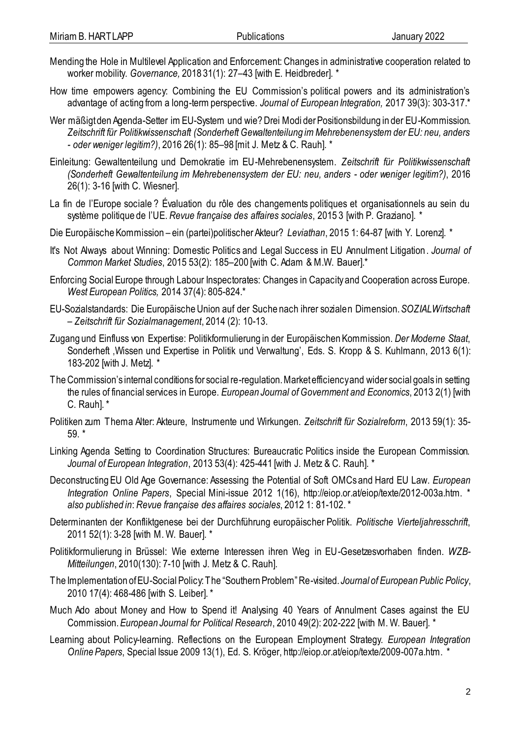Mending the Hole in Multilevel Application and Enforcement: Changes in administrative cooperation related to worker mobility. *Governance,* 2018 31(1): 27–43 [with E. Heidbreder]. *

How time empowers agency: Combining the EU Commission's political powers and its administration's advantage of acting from a long-term perspective. *Journal of European Integration,* 2017 39(3): 303-317.*

Wer mäßigt den Agenda-Setter im EU-System und wie? Drei Modi der Positionsbildung in der EU-Kommission. *Zeitschrift für Politikwissenschaft (Sonderheft Gewaltenteilung im Mehrebenensystem der EU: neu, anders - oder weniger legitim?)*, 2016 26(1): 85–98 [mit J. Metz & C. Rauh]. *

Einleitung: Gewaltenteilung und Demokratie im EU-Mehrebenensystem. *Zeitschrift für Politikwissenschaft (Sonderheft Gewaltenteilung im Mehrebenensystem der EU: neu, anders - oder weniger legitim?)*, 2016 26(1): 3-16 [with C. Wiesner].

La fin de l'Europe sociale ? Évaluation du rôle des changements politiques et organisationnels au sein du système politique de l'UE. *Revue française des affaires sociales*, 2015 3 [with P. Graziano]. *

Die Europäische Kommission – ein (partei)politischer Akteur? *Leviathan*, 2015 1: 64-87 [with Y. Lorenz]. *

It's Not Always about Winning: Domestic Politics and Legal Success in EU Annulment Litigation. *Journal of Common Market Studies*, 2015 53(2): 185–200 [with C. Adam & M.W. Bauer].*

Enforcing Social Europe through Labour Inspectorates: Changes in Capacity and Cooperation across Europe. *West European Politics,* 2014 37(4): 805-824.*

EU-Sozialstandards: Die Europäische Union auf der Suche nach ihrer sozialen Dimension. *SOZIALWirtschaft – Zeitschrift für Sozialmanagement*, 2014 (2): 10-13.

Zugang und Einfluss von Expertise: Politikformulierung in der Europäischen Kommission. *Der Moderne Staat*, Sonderheft 'Wissen und Expertise in Politik und Verwaltung', Eds. S. Kropp & S. Kuhlmann, 2013 6(1): 183-202 [with J. Metz]. *

The Commission's internal conditions for social re-regulation. Market efficiency and wider social goals in setting the rules of financial services in Europe. *European Journal of Government and Economics*, 2013 2(1) [with C. Rauh]. *

Politiken zum Thema Alter: Akteure, Instrumente und Wirkungen. *Zeitschrift für Sozialreform*, 2013 59(1): 35-59. *

Linking Agenda Setting to Coordination Structures: Bureaucratic Politics inside the European Commission. *Journal of European Integration*, 2013 53(4): 425-441 [with J. Metz & C. Rauh]. *

Deconstructing EU Old Age Governance: Assessing the Potential of Soft OMCs and Hard EU Law. *European Integration Online Papers*, Special Mini-issue 2012 1(16), http://eiop.or.at/eiop/texte/2012-003a.htm. * *also published in*: *Revue française des affaires sociales*, 2012 1: 81-102. *

Determinanten der Konfliktgenese bei der Durchführung europäischer Politik. *Politische Vierteljahresschrift*, 2011 52(1): 3-28 [with M. W. Bauer]. *

Politikformulierung in Brüssel: Wie externe Interessen ihren Weg in EU-Gesetzesvorhaben finden. *WZB-Mitteilungen*, 2010(130): 7-10 [with J. Metz & C. Rauh].

The Implementation of EU-Social Policy: The "Southern Problem" Re-visited. *Journal of European Public Policy*, 2010 17(4): 468-486 [with S. Leiber]. *

Much Ado about Money and How to Spend it! Analysing 40 Years of Annulment Cases against the EU Commission. *European Journal for Political Research*, 2010 49(2): 202-222 [with M. W. Bauer]. *

Learning about Policy-learning. Reflections on the European Employment Strategy. *European Integration Online Papers*, Special Issue 2009 13(1), Ed. S. Kröger, http://eiop.or.at/eiop/texte/2009-007a.htm. *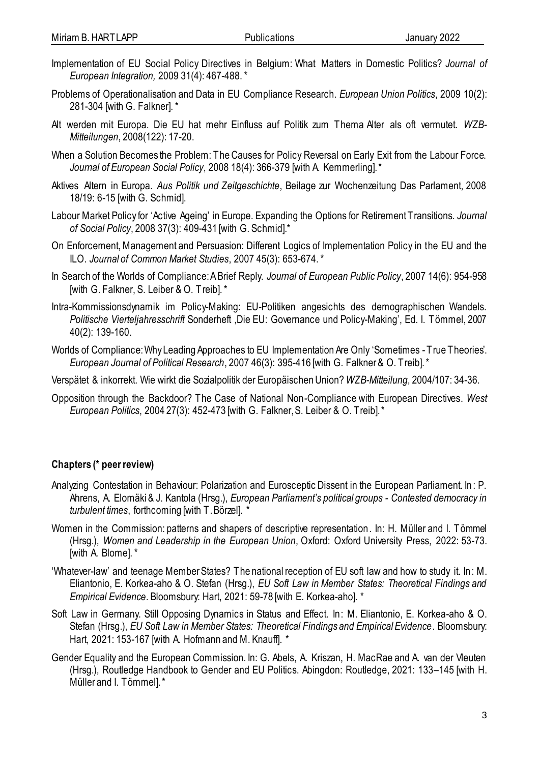Implementation of EU Social Policy Directives in Belgium: What Matters in Domestic Politics? *Journal of European Integration,* 2009 31(4): 467-488. *

Problems of Operationalisation and Data in EU Compliance Research. *European Union Politics*, 2009 10(2): 281-304 [with G. Falkner]. *

Alt werden mit Europa. Die EU hat mehr Einfluss auf Politik zum Thema Alter als oft vermutet. *WZB-Mitteilungen*, 2008(122): 17-20.

When a Solution Becomes the Problem: The Causes for Policy Reversal on Early Exit from the Labour Force. *Journal of European Social Policy*, 2008 18(4): 366-379 [with A. Kemmerling]. *

Aktives Altern in Europa. *Aus Politik und Zeitgeschichte*, Beilage zur Wochenzeitung Das Parlament, 2008 18/19: 6-15 [with G. Schmid].

Labour Market Policy for 'Active Ageing' in Europe. Expanding the Options for Retirement Transitions. *Journal of Social Policy*, 2008 37(3): 409-431 [with G. Schmid].*

On Enforcement, Management and Persuasion: Different Logics of Implementation Policy in the EU and the ILO. *Journal of Common Market Studies*, 2007 45(3): 653-674. *

In Search of the Worlds of Compliance: A Brief Reply. *Journal of European Public Policy*, 2007 14(6): 954-958 [with G. Falkner, S. Leiber & O. Treib]. *

Intra-Kommissionsdynamik im Policy-Making: EU-Politiken angesichts des demographischen Wandels. *Politische Vierteljahresschrift* Sonderheft 'Die EU: Governance und Policy-Making', Ed. I. Tömmel, 2007 40(2): 139-160.

Worlds of Compliance: Why Leading Approaches to EU Implementation Are Only 'Sometimes - True Theories'. *European Journal of Political Research*, 2007 46(3): 395-416 [with G. Falkner & O. Treib]. *

Verspätet & inkorrekt. Wie wirkt die Sozialpolitik der Europäischen Union? *WZB-Mitteilung*, 2004/107: 34-36.

Opposition through the Backdoor? The Case of National Non-Compliance with European Directives. *West European Politics*, 2004 27(3): 452-473 [with G. Falkner, S. Leiber & O. Treib]. *

**Chapters (* peer review)**

Analyzing Contestation in Behaviour: Polarization and Eurosceptic Dissent in the European Parliament. In: P. Ahrens, A. Elomäki & J. Kantola (Hrsg.), *European Parliament's political groups - Contested democracy in turbulent times*, forthcoming [with T. Börzel]. *

Women in the Commission: patterns and shapers of descriptive representation. In: H. Müller and I. Tömmel (Hrsg.), *Women and Leadership in the European Union*, Oxford: Oxford University Press, 2022: 53-73. [with A. Blome]. *

'Whatever-law' and teenage Member States? The national reception of EU soft law and how to study it. In: M. Eliantonio, E. Korkea-aho & O. Stefan (Hrsg.), *EU Soft Law in Member States: Theoretical Findings and Empirical Evidence*. Bloomsbury: Hart, 2021: 59-78 [with E. Korkea-aho]. *

Soft Law in Germany. Still Opposing Dynamics in Status and Effect. In: M. Eliantonio, E. Korkea-aho & O. Stefan (Hrsg.), *EU Soft Law in Member States: Theoretical Findings and Empirical Evidence*. Bloomsbury: Hart, 2021: 153-167 [with A. Hofmann and M. Knauff]. *

Gender Equality and the European Commission. In: G. Abels, A. Kriszan, H. MacRae and A. van der Vleuten (Hrsg.), Routledge Handbook to Gender and EU Politics. Abingdon: Routledge, 2021: 133–145 [with H. Müller and I. Tömmel]. *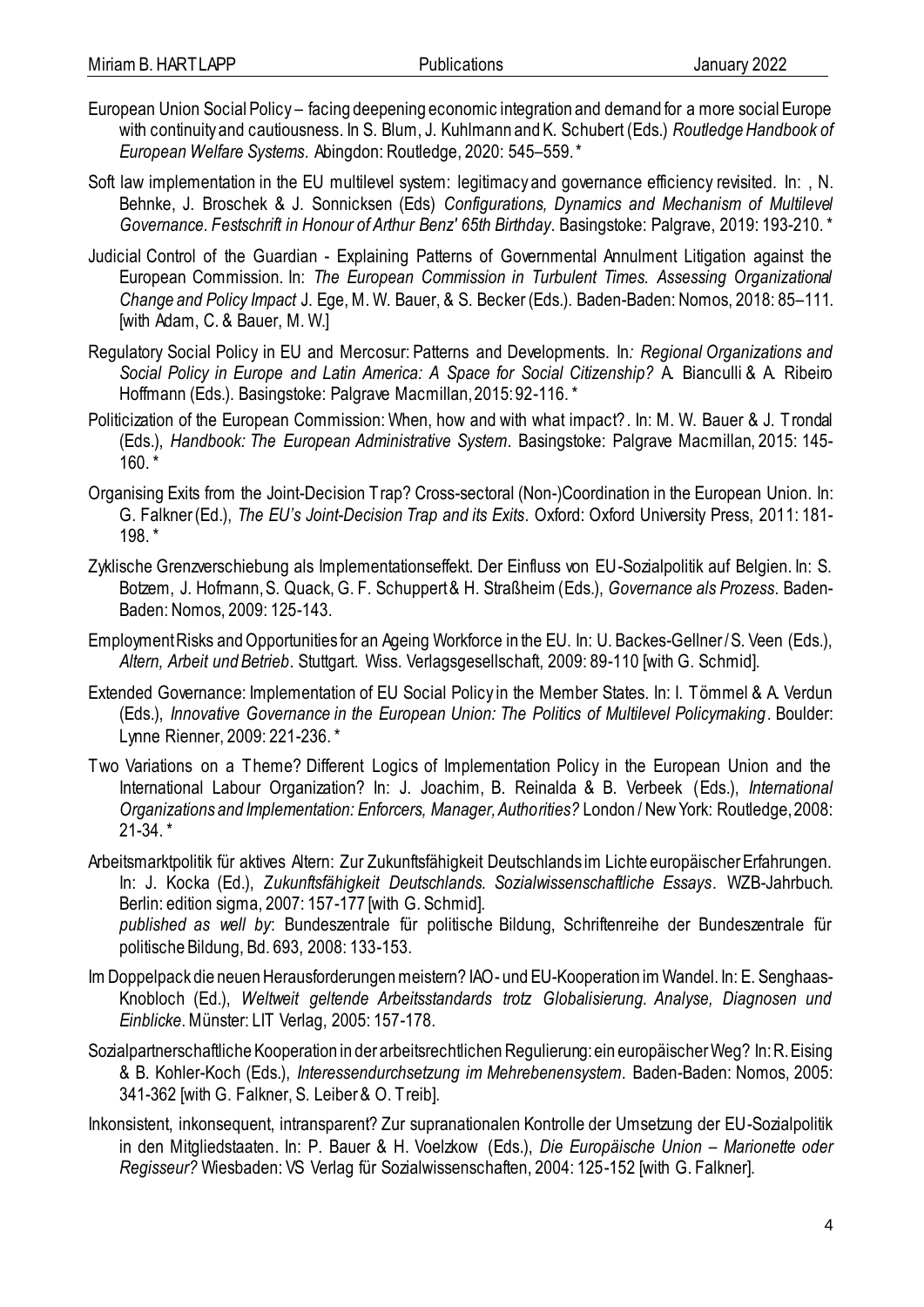European Union Social Policy – facing deepening economic integration and demand for a more social Europe with continuity and cautiousness. In S. Blum, J. Kuhlmann and K. Schubert (Eds.) *Routledge Handbook of European Welfare Systems*. Abingdon: Routledge, 2020: 545–559. *

Soft law implementation in the EU multilevel system: legitimacy and governance efficiency revisited. In: , N. Behnke, J. Broschek & J. Sonnicksen (Eds) *Configurations, Dynamics and Mechanism of Multilevel Governance. Festschrift in Honour of Arthur Benz' 65th Birthday*. Basingstoke: Palgrave, 2019: 193-210. *

Judicial Control of the Guardian - Explaining Patterns of Governmental Annulment Litigation against the European Commission. In: *The European Commission in Turbulent Times. Assessing Organizational Change and Policy Impact* J. Ege, M. W. Bauer, & S. Becker (Eds.). Baden-Baden: Nomos, 2018: 85–111. [with Adam, C. & Bauer, M. W.]

Regulatory Social Policy in EU and Mercosur: Patterns and Developments. In*: Regional Organizations and Social Policy in Europe and Latin America: A Space for Social Citizenship?* A. Bianculli & A. Ribeiro Hoffmann (Eds.). Basingstoke: Palgrave Macmillan, 2015: 92-116. *

Politicization of the European Commission: When, how and with what impact?. In: M. W. Bauer & J. Trondal (Eds.), *Handbook: The European Administrative System*. Basingstoke: Palgrave Macmillan, 2015: 145-160. *

Organising Exits from the Joint-Decision Trap? Cross-sectoral (Non-)Coordination in the European Union. In: G. Falkner (Ed.), *The EU's Joint-Decision Trap and its Exits*. Oxford: Oxford University Press, 2011: 181-198. *

Zyklische Grenzverschiebung als Implementationseffekt. Der Einfluss von EU-Sozialpolitik auf Belgien. In: S. Botzem, J. Hofmann, S. Quack, G. F. Schuppert & H. Straßheim (Eds.), *Governance als Prozess*. Baden-Baden: Nomos, 2009: 125-143.

Employment Risks and Opportunities for an Ageing Workforce in the EU. In: U. Backes-Gellner / S. Veen (Eds.), *Altern, Arbeit und Betrieb*. Stuttgart. Wiss. Verlagsgesellschaft, 2009: 89-110 [with G. Schmid].

Extended Governance: Implementation of EU Social Policy in the Member States. In: I. Tömmel & A. Verdun (Eds.), *Innovative Governance in the European Union: The Politics of Multilevel Policymaking*. Boulder: Lynne Rienner, 2009: 221-236. *

Two Variations on a Theme? Different Logics of Implementation Policy in the European Union and the International Labour Organization? In: J. Joachim, B. Reinalda & B. Verbeek (Eds.), *International Organizations and Implementation: Enforcers, Manager, Authorities?* London / New York: Routledge, 2008: 21-34. *

Arbeitsmarktpolitik für aktives Altern: Zur Zukunftsfähigkeit Deutschlands im Lichte europäischer Erfahrungen. In: J. Kocka (Ed.), *Zukunftsfähigkeit Deutschlands. Sozialwissenschaftliche Essays*. WZB-Jahrbuch. Berlin: edition sigma, 2007: 157-177 [with G. Schmid].
*published as well by*: Bundeszentrale für politische Bildung, Schriftenreihe der Bundeszentrale für politische Bildung, Bd. 693, 2008: 133-153.

Im Doppelpack die neuen Herausforderungen meistern? IAO- und EU-Kooperation im Wandel. In: E. Senghaas-Knobloch (Ed.), *Weltweit geltende Arbeitsstandards trotz Globalisierung. Analyse, Diagnosen und Einblicke*. Münster: LIT Verlag, 2005: 157-178.

Sozialpartnerschaftliche Kooperation in der arbeitsrechtlichen Regulierung: ein europäischer Weg? In: R. Eising & B. Kohler-Koch (Eds.), *Interessendurchsetzung im Mehrebenensystem*. Baden-Baden: Nomos, 2005: 341-362 [with G. Falkner, S. Leiber & O. Treib].

Inkonsistent, inkonsequent, intransparent? Zur supranationalen Kontrolle der Umsetzung der EU-Sozialpolitik in den Mitgliedstaaten. In: P. Bauer & H. Voelzkow (Eds.), *Die Europäische Union – Marionette oder Regisseur?* Wiesbaden: VS Verlag für Sozialwissenschaften, 2004: 125-152 [with G. Falkner].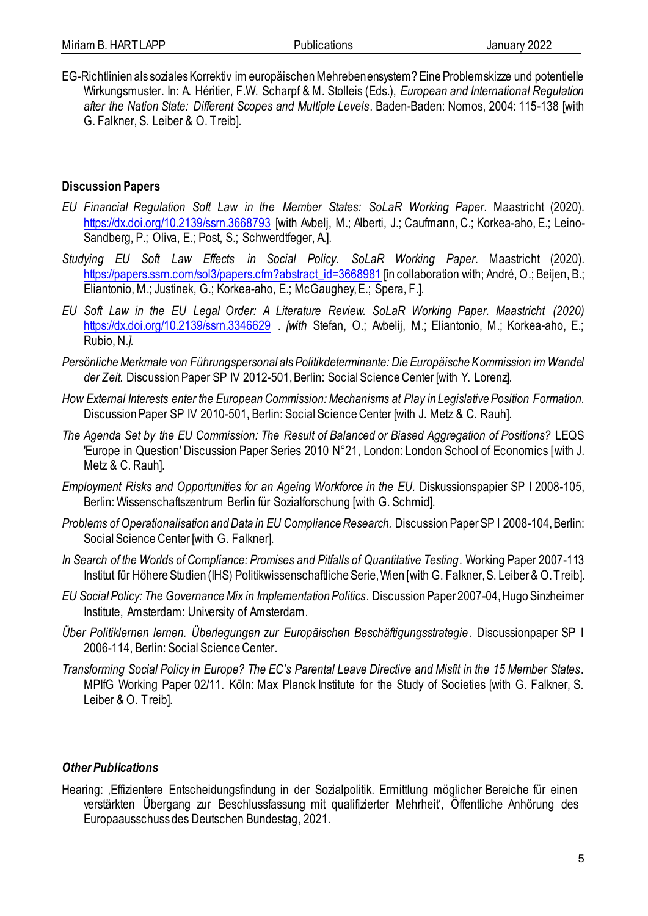EG-Richtlinien als soziales Korrektiv im europäischen Mehrebenensystem? Eine Problemskizze und potentielle Wirkungsmuster. In: A. Héritier, F.W. Scharpf & M. Stolleis (Eds.), *European and International Regulation after the Nation State: Different Scopes and Multiple Levels*. Baden-Baden: Nomos, 2004: 115-138 [with G. Falkner, S. Leiber & O. Treib].

## Discussion Papers

*EU Financial Regulation Soft Law in the Member States: SoLaR Working Paper*. Maastricht (2020). https://dx.doi.org/10.2139/ssrn.3668793 [with Avbelj, M.; Alberti, J.; Caufmann, C.; Korkea-aho, E.; Leino-Sandberg, P.; Oliva, E.; Post, S.; Schwerdtfeger, A.].

*Studying EU Soft Law Effects in Social Policy. SoLaR Working Paper*. Maastricht (2020). https://papers.ssrn.com/sol3/papers.cfm?abstract_id=3668981 [in collaboration with; André, O.; Beijen, B.; Eliantonio, M.; Justinek, G.; Korkea-aho, E.; McGaughey, E.; Spera, F.].

*EU Soft Law in the EU Legal Order: A Literature Review. SoLaR Working Paper. Maastricht (2020)* https://dx.doi.org/10.2139/ssrn.3346629 . *[with* Stefan, O.; Avbelij, M.; Eliantonio, M.; Korkea-aho, E.; Rubio, N.*].*

*Persönliche Merkmale von Führungspersonal als Politikdeterminante: Die Europäische Kommission im Wandel der Zeit.* Discussion Paper SP IV 2012-501, Berlin: Social Science Center [with Y. Lorenz].

*How External Interests enter the European Commission: Mechanisms at Play in Legislative Position Formation.* Discussion Paper SP IV 2010-501, Berlin: Social Science Center [with J. Metz & C. Rauh].

*The Agenda Set by the EU Commission: The Result of Balanced or Biased Aggregation of Positions?* LEQS 'Europe in Question' Discussion Paper Series 2010 N°21, London: London School of Economics [with J. Metz & C. Rauh].

*Employment Risks and Opportunities for an Ageing Workforce in the EU.* Diskussionspapier SP I 2008-105, Berlin: Wissenschaftszentrum Berlin für Sozialforschung [with G. Schmid].

*Problems of Operationalisation and Data in EU Compliance Research.* Discussion Paper SP I 2008-104, Berlin: Social Science Center [with G. Falkner].

*In Search of the Worlds of Compliance: Promises and Pitfalls of Quantitative Testing*. Working Paper 2007-113 Institut für Höhere Studien (IHS) Politikwissenschaftliche Serie, Wien [with G. Falkner, S. Leiber & O. Treib].

*EU Social Policy: The Governance Mix in Implementation Politics*. Discussion Paper 2007-04, Hugo Sinzheimer Institute, Amsterdam: University of Amsterdam.

*Über Politiklernen lernen. Überlegungen zur Europäischen Beschäftigungsstrategie*. Discussionpaper SP I 2006-114, Berlin: Social Science Center.

*Transforming Social Policy in Europe? The EC's Parental Leave Directive and Misfit in the 15 Member States*. MPIfG Working Paper 02/11. Köln: Max Planck Institute for the Study of Societies [with G. Falkner, S. Leiber & O. Treib].

## *Other Publications*

Hearing: ‚Effizientere Entscheidungsfindung in der Sozialpolitik. Ermittlung möglicher Bereiche für einen verstärkten Übergang zur Beschlussfassung mit qualifizierter Mehrheit', Öffentliche Anhörung des Europaausschuss des Deutschen Bundestag, 2021.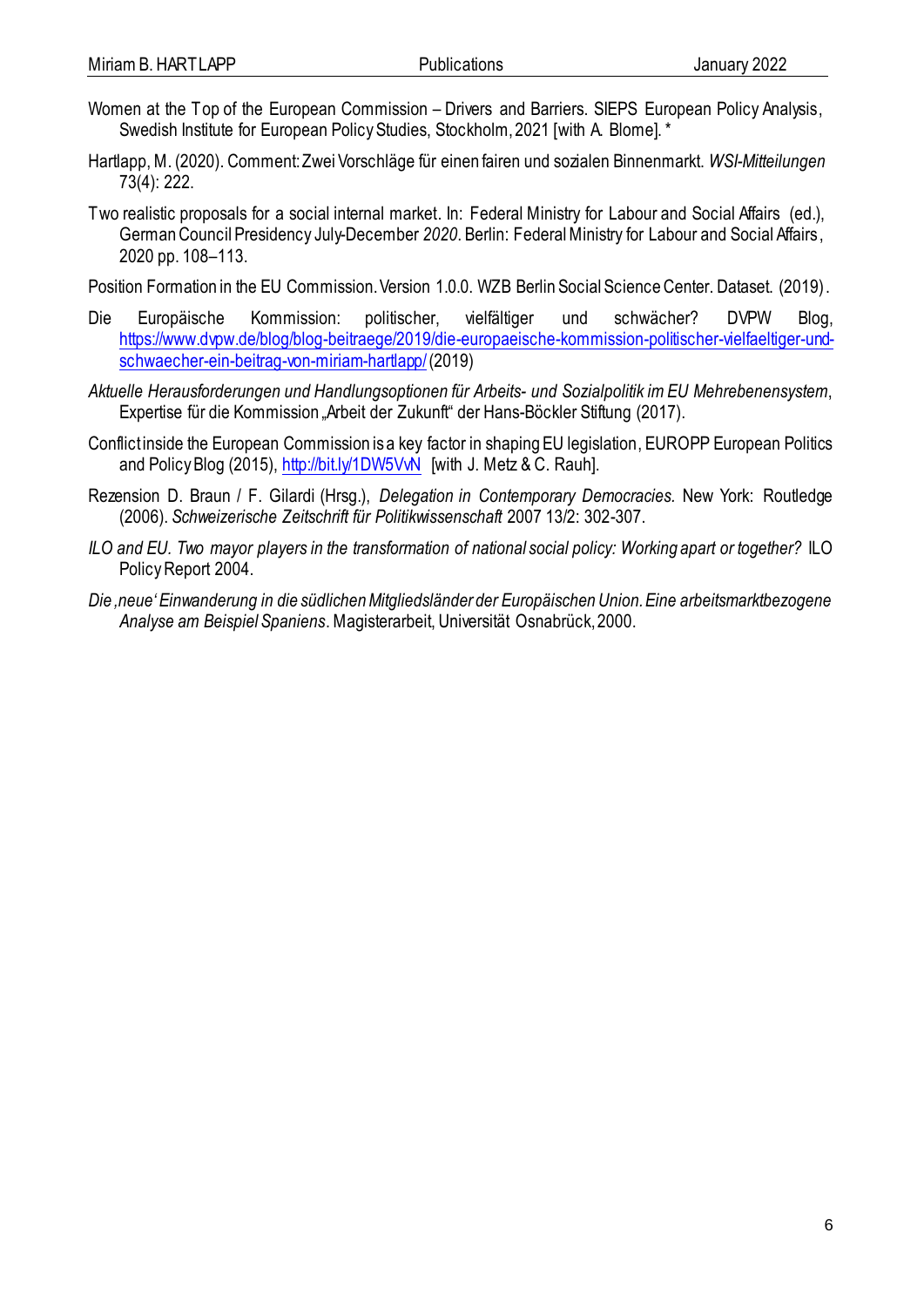Women at the Top of the European Commission – Drivers and Barriers. SIEPS European Policy Analysis, Swedish Institute for European Policy Studies, Stockholm, 2021 [with A. Blome]. *

Hartlapp, M. (2020). Comment: Zwei Vorschläge für einen fairen und sozialen Binnenmarkt. *WSI-Mitteilungen* 73(4): 222.

Two realistic proposals for a social internal market. In: Federal Ministry for Labour and Social Affairs (ed.), German Council Presidency July-December *2020*. Berlin: Federal Ministry for Labour and Social Affairs, 2020 pp. 108–113.

Position Formation in the EU Commission. Version 1.0.0. WZB Berlin Social Science Center. Dataset. (2019).

Die Europäische Kommission: politischer, vielfältiger und schwächer? DVPW Blog, https://www.dvpw.de/blog/blog-beitraege/2019/die-europaeische-kommission-politischer-vielfaeltiger-und-schwaecher-ein-beitrag-von-miriam-hartlapp/ (2019)

*Aktuelle Herausforderungen und Handlungsoptionen für Arbeits- und Sozialpolitik im EU Mehrebenensystem*, Expertise für die Kommission „Arbeit der Zukunft" der Hans-Böckler Stiftung (2017).

Conflict inside the European Commission is a key factor in shaping EU legislation, EUROPP European Politics and Policy Blog (2015), http://bit.ly/1DW5VvN [with J. Metz & C. Rauh].

Rezension D. Braun / F. Gilardi (Hrsg.), *Delegation in Contemporary Democracies.* New York: Routledge (2006). *Schweizerische Zeitschrift für Politikwissenschaft* 2007 13/2: 302-307.

*ILO and EU. Two mayor players in the transformation of national social policy: Working apart or together?* ILO Policy Report 2004.

*Die ‚neue' Einwanderung in die südlichen Mitgliedsländer der Europäischen Union. Eine arbeitsmarktbezogene Analyse am Beispiel Spaniens*. Magisterarbeit, Universität Osnabrück, 2000.